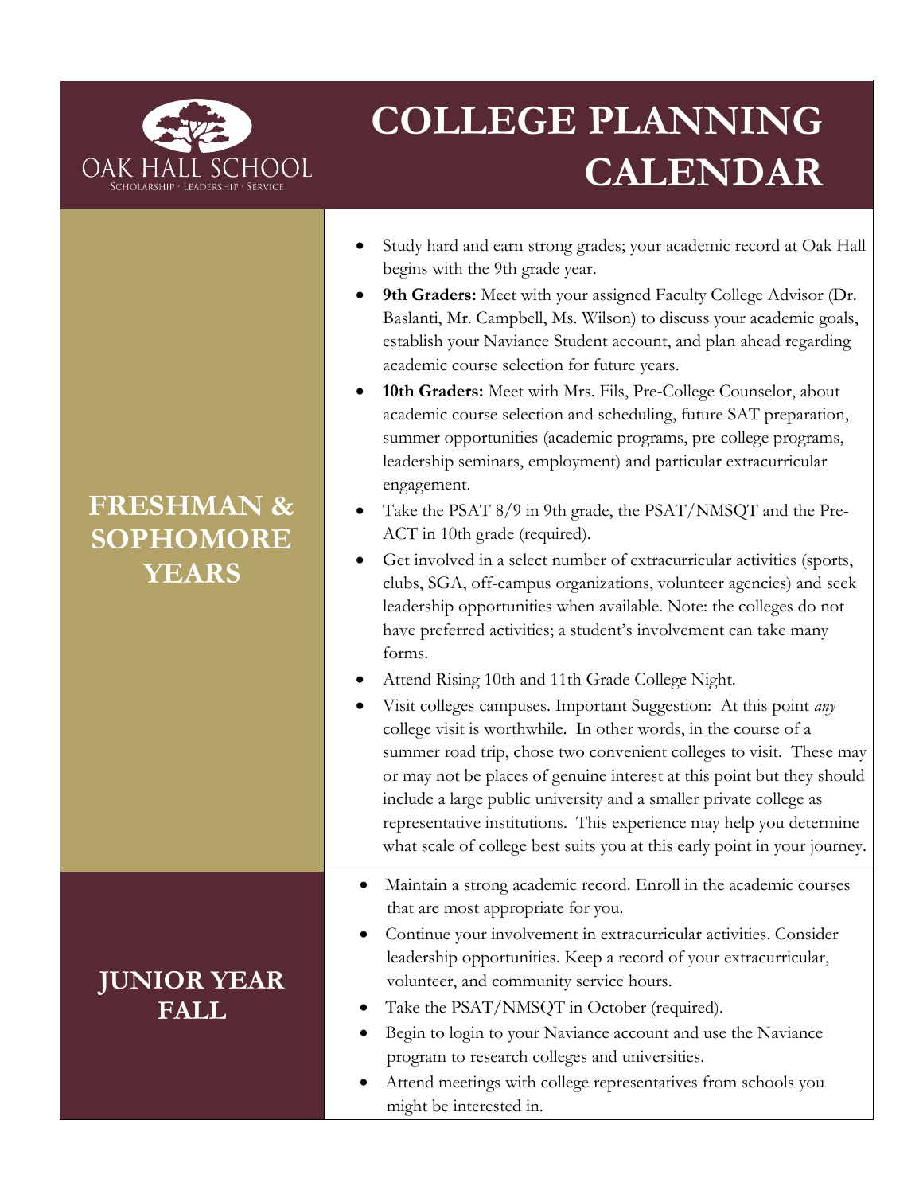OAK HALL SCHOOL

SCHOLARSHIP · LEADERSHIP · SERVICE

# COLLEGE PLANNING CALENDAR

## FRESHMAN & SOPHOMORE YEARS

- Study hard and earn strong grades; your academic record at Oak Hall begins with the 9th grade year.
- **9th Graders:** Meet with your assigned Faculty College Advisor (Dr. Baslanti, Mr. Campbell, Ms. Wilson) to discuss your academic goals, establish your Naviance Student account, and plan ahead regarding academic course selection for future years.
- **10th Graders:** Meet with Mrs. Fils, Pre-College Counselor, about academic course selection and scheduling, future SAT preparation, summer opportunities (academic programs, pre-college programs, leadership seminars, employment) and particular extracurricular engagement.
- Take the PSAT 8/9 in 9th grade, the PSAT/NMSQT and the Pre-ACT in 10th grade (required).
- Get involved in a select number of extracurricular activities (sports, clubs, SGA, off-campus organizations, volunteer agencies) and seek leadership opportunities when available. Note: the colleges do not have preferred activities; a student's involvement can take many forms.
- Attend Rising 10th and 11th Grade College Night.
- Visit colleges campuses. Important Suggestion: At this point *any* college visit is worthwhile. In other words, in the course of a summer road trip, chose two convenient colleges to visit. These may or may not be places of genuine interest at this point but they should include a large public university and a smaller private college as representative institutions. This experience may help you determine what scale of college best suits you at this early point in your journey.

## JUNIOR YEAR FALL

- Maintain a strong academic record. Enroll in the academic courses that are most appropriate for you.
- Continue your involvement in extracurricular activities. Consider leadership opportunities. Keep a record of your extracurricular, volunteer, and community service hours.
- Take the PSAT/NMSQT in October (required).
- Begin to login to your Naviance account and use the Naviance program to research colleges and universities.
- Attend meetings with college representatives from schools you might be interested in.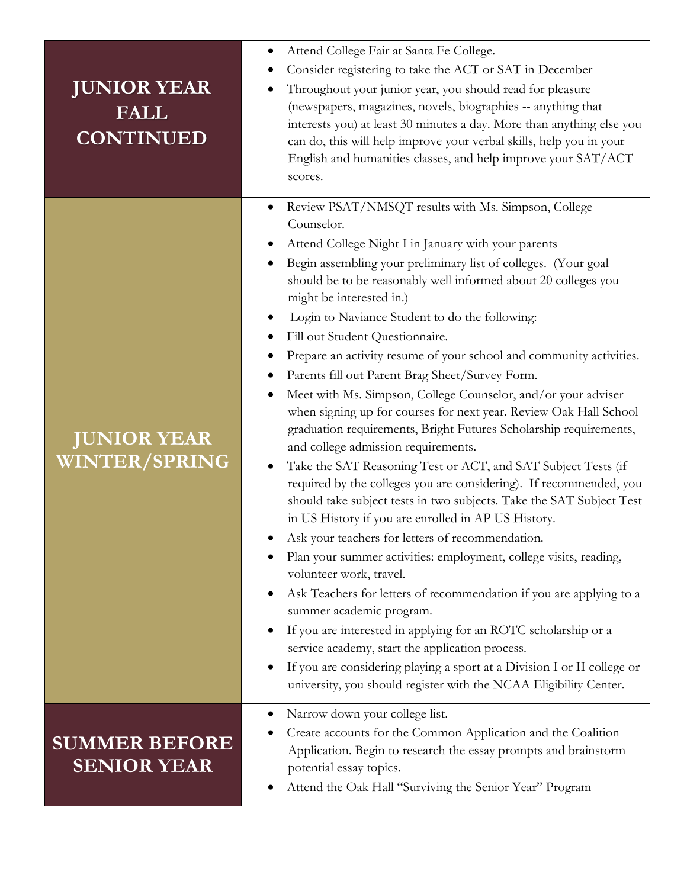| | |
|---|---|
| **JUNIOR YEAR FALL CONTINUED** | • Attend College Fair at Santa Fe College.<br>• Consider registering to take the ACT or SAT in December<br>• Throughout your junior year, you should read for pleasure (newspapers, magazines, novels, biographies -- anything that interests you) at least 30 minutes a day. More than anything else you can do, this will help improve your verbal skills, help you in your English and humanities classes, and help improve your SAT/ACT scores. |
| **JUNIOR YEAR WINTER/SPRING** | • Review PSAT/NMSQT results with Ms. Simpson, College Counselor.<br>• Attend College Night I in January with your parents<br>• Begin assembling your preliminary list of colleges. (Your goal should be to be reasonably well informed about 20 colleges you might be interested in.)<br>• Login to Naviance Student to do the following:<br>• Fill out Student Questionnaire.<br>• Prepare an activity resume of your school and community activities.<br>• Parents fill out Parent Brag Sheet/Survey Form.<br>• Meet with Ms. Simpson, College Counselor, and/or your adviser when signing up for courses for next year. Review Oak Hall School graduation requirements, Bright Futures Scholarship requirements, and college admission requirements.<br>• Take the SAT Reasoning Test or ACT, and SAT Subject Tests (if required by the colleges you are considering). If recommended, you should take subject tests in two subjects. Take the SAT Subject Test in US History if you are enrolled in AP US History.<br>• Ask your teachers for letters of recommendation.<br>• Plan your summer activities: employment, college visits, reading, volunteer work, travel.<br>• Ask Teachers for letters of recommendation if you are applying to a summer academic program.<br>• If you are interested in applying for an ROTC scholarship or a service academy, start the application process.<br>• If you are considering playing a sport at a Division I or II college or university, you should register with the NCAA Eligibility Center. |
| **SUMMER BEFORE SENIOR YEAR** | • Narrow down your college list.<br>• Create accounts for the Common Application and the Coalition Application. Begin to research the essay prompts and brainstorm potential essay topics.<br>• Attend the Oak Hall "Surviving the Senior Year" Program |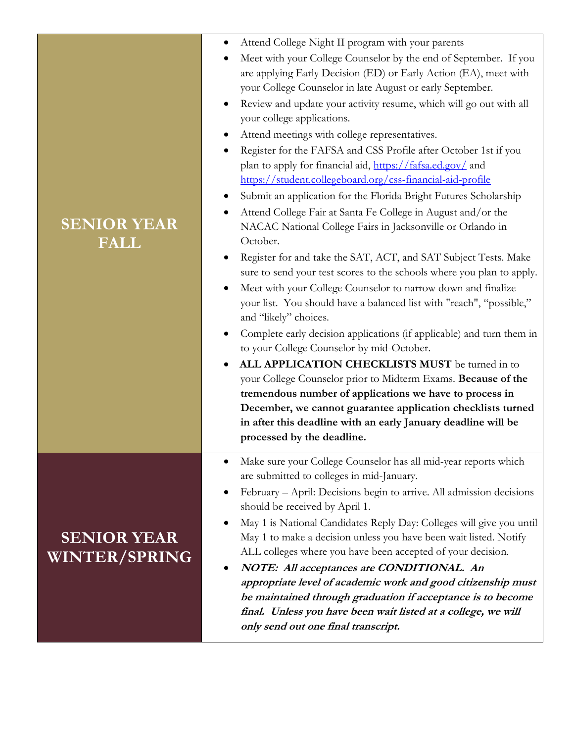| | |
|---|---|
| **SENIOR YEAR FALL** | • Attend College Night II program with your parents<br>• Meet with your College Counselor by the end of September. If you are applying Early Decision (ED) or Early Action (EA), meet with your College Counselor in late August or early September.<br>• Review and update your activity resume, which will go out with all your college applications.<br>• Attend meetings with college representatives.<br>• Register for the FAFSA and CSS Profile after October 1st if you plan to apply for financial aid, [https://fafsa.ed.gov/](https://fafsa.ed.gov/) and [https://student.collegeboard.org/css-financial-aid-profile](https://student.collegeboard.org/css-financial-aid-profile)<br>• Submit an application for the Florida Bright Futures Scholarship<br>• Attend College Fair at Santa Fe College in August and/or the NACAC National College Fairs in Jacksonville or Orlando in October.<br>• Register for and take the SAT, ACT, and SAT Subject Tests. Make sure to send your test scores to the schools where you plan to apply.<br>• Meet with your College Counselor to narrow down and finalize your list. You should have a balanced list with "reach", "possible," and "likely" choices.<br>• Complete early decision applications (if applicable) and turn them in to your College Counselor by mid-October.<br>• **ALL APPLICATION CHECKLISTS MUST** be turned in to your College Counselor prior to Midterm Exams. **Because of the tremendous number of applications we have to process in December, we cannot guarantee application checklists turned in after this deadline with an early January deadline will be processed by the deadline.** |
| **SENIOR YEAR WINTER/SPRING** | • Make sure your College Counselor has all mid-year reports which are submitted to colleges in mid-January.<br>• February – April: Decisions begin to arrive. All admission decisions should be received by April 1.<br>• May 1 is National Candidates Reply Day: Colleges will give you until May 1 to make a decision unless you have been wait listed. Notify ALL colleges where you have been accepted of your decision.<br>• ***NOTE: All acceptances are CONDITIONAL. An appropriate level of academic work and good citizenship must be maintained through graduation if acceptance is to become final. Unless you have been wait listed at a college, we will only send out one final transcript.*** |